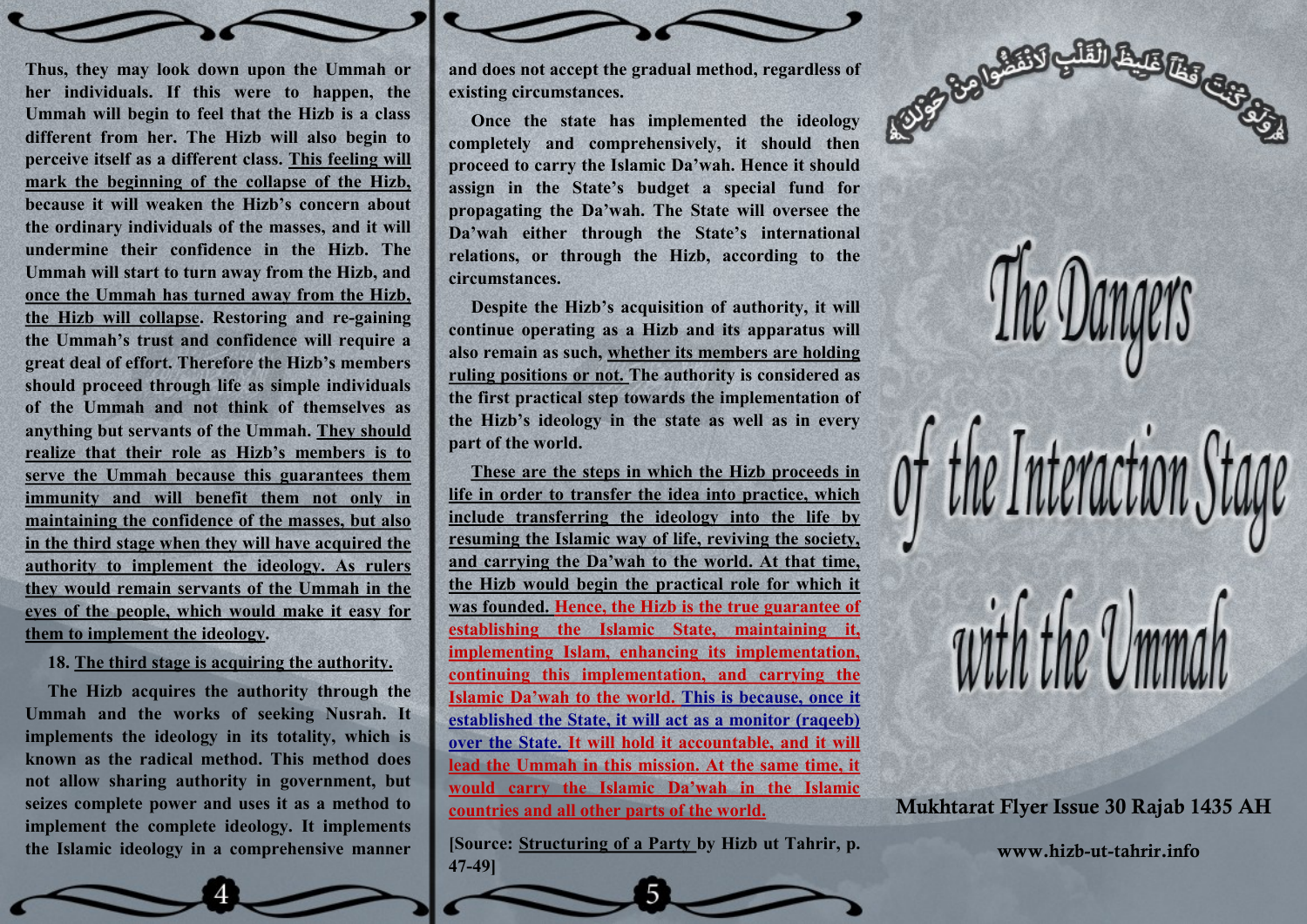Thus, they may look down upon the Ummah or her individuals. If this were to happen, the Ummah will begin to feel that the Hizb is a class different from her. The Hizb will also begin to perceive itself as a different class. <u>This feeling will mark the beginning of the collapse of the Hizb,</u> because it will weaken the Hizb's concern about the ordinary individuals of the masses, and it will undermine their confidence in the Hizb. The Ummah will start to turn away from the Hizb, and <u>once the Ummah has turned away from the Hizb, the Hizb will collapse</u>. Restoring and re-gaining the Ummah's trust and confidence will require a great deal of effort. Therefore the Hizb's members should proceed through life as simple individuals of the Ummah and not think of themselves as anything but servants of the Ummah. <u>They should realize that their role as Hizb's members is to serve the Ummah because this guarantees them immunity and will benefit them not only in maintaining the confidence of the masses, but also in the third stage when they will have acquired the authority to implement the ideology. As rulers they would remain servants of the Ummah in the eyes of the people, which would make it easy for them to implement the ideology</u>.

18. <u>The third stage is acquiring the authority.</u>

The Hizb acquires the authority through the Ummah and the works of seeking Nusrah. It implements the ideology in its totality, which is known as the radical method. This method does not allow sharing authority in government, but seizes complete power and uses it as a method to implement the complete ideology. It implements the Islamic ideology in a comprehensive manner and does not accept the gradual method, regardless of existing circumstances.

Once the state has implemented the ideology completely and comprehensively, it should then proceed to carry the Islamic Da'wah. Hence it should assign in the State's budget a special fund for propagating the Da'wah. The State will oversee the Da'wah either through the State's international relations, or through the Hizb, according to the circumstances.

Despite the Hizb's acquisition of authority, it will continue operating as a Hizb and its apparatus will also remain as such, <u>whether its members are holding ruling positions or not.</u> The authority is considered as the first practical step towards the implementation of the Hizb's ideology in the state as well as in every part of the world.

<u>These are the steps in which the Hizb proceeds in life in order to transfer the idea into practice, which include transferring the ideology into the life by resuming the Islamic way of life, reviving the society, and carrying the Da'wah to the world. At that time, the Hizb would begin the practical role for which it was founded.</u> <u>Hence, the Hizb is the true guarantee of establishing the Islamic State, maintaining it, implementing Islam, enhancing its implementation, continuing this implementation, and carrying the Islamic Da'wah to the world.</u> <u>This is because, once it established the State, it will act as a monitor (raqeeb) over the State.</u> <u>It will hold it accountable, and it will lead the Ummah in this mission. At the same time, it would carry the Islamic Da'wah in the Islamic countries and all other parts of the world.</u>

[Source: <u>Structuring of a Party</u> by Hizb ut Tahrir, p. 47-49]

﴿وَلَوْ كُنتَ فَظًّا غَلِيظَ الْقَلْبِ لَانفَضُّوا مِنْ حَوْلِكَ﴾

# The Dangers of the Interaction Stage with the Ummah

**Mukhtarat Flyer Issue 30 Rajab 1435 AH**

**www.hizb-ut-tahrir.info**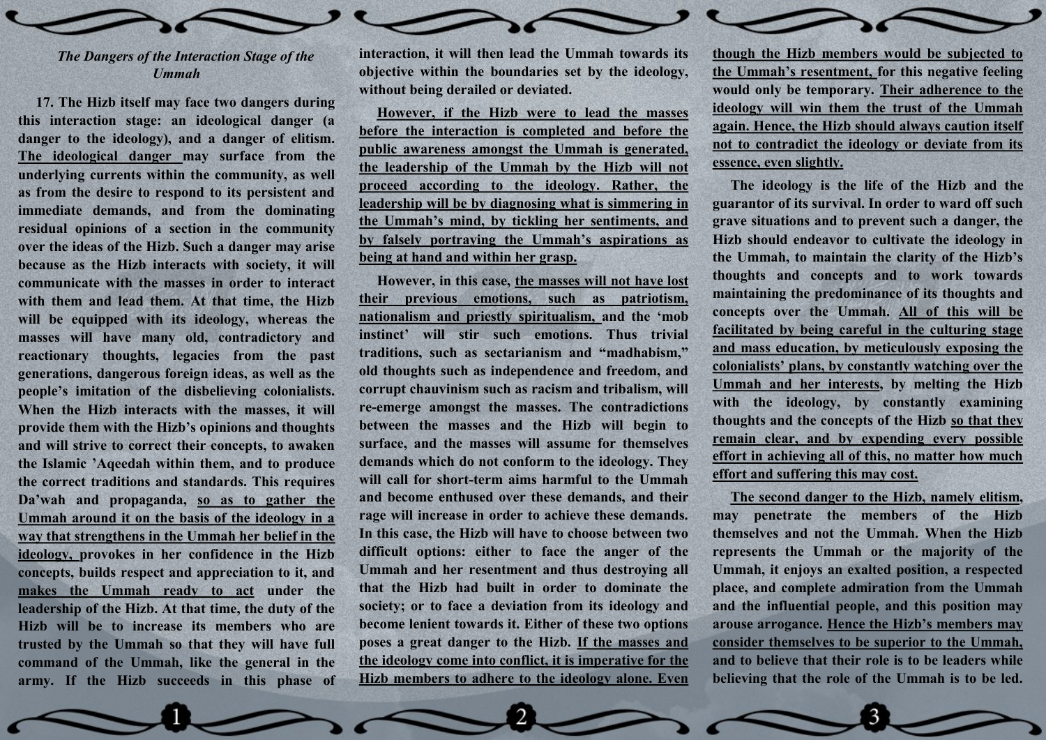*The Dangers of the Interaction Stage of the Ummah*

17. The Hizb itself may face two dangers during this interaction stage: an ideological danger (a danger to the ideology), and a danger of elitism. The ideological danger may surface from the underlying currents within the community, as well as from the desire to respond to its persistent and immediate demands, and from the dominating residual opinions of a section in the community over the ideas of the Hizb. Such a danger may arise because as the Hizb interacts with society, it will communicate with the masses in order to interact with them and lead them. At that time, the Hizb will be equipped with its ideology, whereas the masses will have many old, contradictory and reactionary thoughts, legacies from the past generations, dangerous foreign ideas, as well as the people's imitation of the disbelieving colonialists. When the Hizb interacts with the masses, it will provide them with the Hizb's opinions and thoughts and will strive to correct their concepts, to awaken the Islamic 'Aqeedah within them, and to produce the correct traditions and standards. This requires Da'wah and propaganda, so as to gather the Ummah around it on the basis of the ideology in a way that strengthens in the Ummah her belief in the ideology, provokes in her confidence in the Hizb concepts, builds respect and appreciation to it, and makes the Ummah ready to act under the leadership of the Hizb. At that time, the duty of the Hizb will be to increase its members who are trusted by the Ummah so that they will have full command of the Ummah, like the general in the army. If the Hizb succeeds in this phase of interaction, it will then lead the Ummah towards its objective within the boundaries set by the ideology, without being derailed or deviated.

However, if the Hizb were to lead the masses before the interaction is completed and before the public awareness amongst the Ummah is generated, the leadership of the Ummah by the Hizb will not proceed according to the ideology. Rather, the leadership will be by diagnosing what is simmering in the Ummah's mind, by tickling her sentiments, and by falsely portraying the Ummah's aspirations as being at hand and within her grasp.

However, in this case, the masses will not have lost their previous emotions, such as patriotism, nationalism and priestly spiritualism, and the 'mob instinct' will stir such emotions. Thus trivial traditions, such as sectarianism and "madhabism," old thoughts such as independence and freedom, and corrupt chauvinism such as racism and tribalism, will re-emerge amongst the masses. The contradictions between the masses and the Hizb will begin to surface, and the masses will assume for themselves demands which do not conform to the ideology. They will call for short-term aims harmful to the Ummah and become enthused over these demands, and their rage will increase in order to achieve these demands. In this case, the Hizb will have to choose between two difficult options: either to face the anger of the Ummah and her resentment and thus destroying all that the Hizb had built in order to dominate the society; or to face a deviation from its ideology and become lenient towards it. Either of these two options poses a great danger to the Hizb. If the masses and the ideology come into conflict, it is imperative for the Hizb members to adhere to the ideology alone. Even though the Hizb members would be subjected to the Ummah's resentment, for this negative feeling would only be temporary. Their adherence to the ideology will win them the trust of the Ummah again. Hence, the Hizb should always caution itself not to contradict the ideology or deviate from its essence, even slightly.

The ideology is the life of the Hizb and the guarantor of its survival. In order to ward off such grave situations and to prevent such a danger, the Hizb should endeavor to cultivate the ideology in the Ummah, to maintain the clarity of the Hizb's thoughts and concepts and to work towards maintaining the predominance of its thoughts and concepts over the Ummah. All of this will be facilitated by being careful in the culturing stage and mass education, by meticulously exposing the colonialists' plans, by constantly watching over the Ummah and her interests, by melting the Hizb with the ideology, by constantly examining thoughts and the concepts of the Hizb so that they remain clear, and by expending every possible effort in achieving all of this, no matter how much effort and suffering this may cost.

The second danger to the Hizb, namely elitism, may penetrate the members of the Hizb themselves and not the Ummah. When the Hizb represents the Ummah or the majority of the Ummah, it enjoys an exalted position, a respected place, and complete admiration from the Ummah and the influential people, and this position may arouse arrogance. Hence the Hizb's members may consider themselves to be superior to the Ummah, and to believe that their role is to be leaders while believing that the role of the Ummah is to be led.